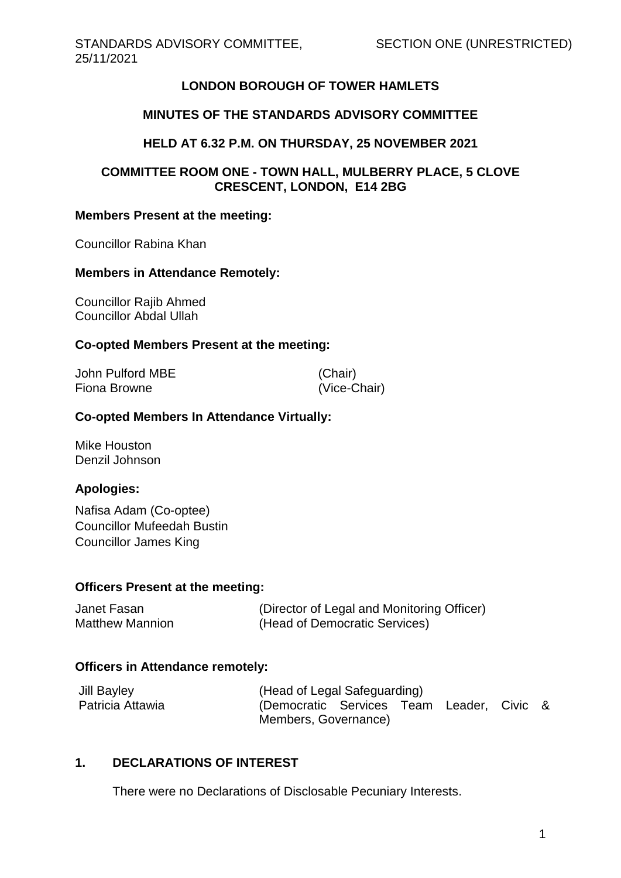# LONDON BOROUGH OF TOWER HAMLETS

## MINUTES OF THE STANDARDS ADVISORY COMMITTEE

## HELD AT 6.32 P.M. ON THURSDAY, 25 NOVEMBER 2021

## COMMITTEE ROOM ONE - TOWN HALL, MULBERRY PLACE, 5 CLOVE CRESCENT, LONDON, E14 2BG

**Members Present at the meeting:**

Councillor Rabina Khan

**Members in Attendance Remotely:**

Councillor Rajib Ahmed
Councillor Abdal Ullah

**Co-opted Members Present at the meeting:**

| | |
|---|---|
| John Pulford MBE | (Chair) |
| Fiona Browne | (Vice-Chair) |

**Co-opted Members In Attendance Virtually:**

Mike Houston
Denzil Johnson

**Apologies:**

Nafisa Adam (Co-optee)
Councillor Mufeedah Bustin
Councillor James King

**Officers Present at the meeting:**

| | |
|---|---|
| Janet Fasan | (Director of Legal and Monitoring Officer) |
| Matthew Mannion | (Head of Democratic Services) |

**Officers in Attendance remotely:**

| | |
|---|---|
| Jill Bayley | (Head of Legal Safeguarding) |
| Patricia Attawia | (Democratic Services Team Leader, Civic & Members, Governance) |

### 1. DECLARATIONS OF INTEREST

There were no Declarations of Disclosable Pecuniary Interests.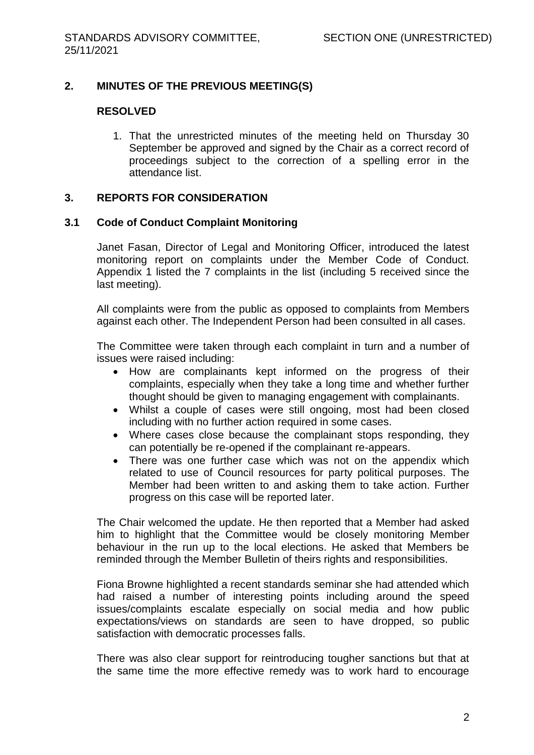## 2. MINUTES OF THE PREVIOUS MEETING(S)

**RESOLVED**

1. That the unrestricted minutes of the meeting held on Thursday 30 September be approved and signed by the Chair as a correct record of proceedings subject to the correction of a spelling error in the attendance list.

## 3. REPORTS FOR CONSIDERATION

### 3.1 Code of Conduct Complaint Monitoring

Janet Fasan, Director of Legal and Monitoring Officer, introduced the latest monitoring report on complaints under the Member Code of Conduct. Appendix 1 listed the 7 complaints in the list (including 5 received since the last meeting).

All complaints were from the public as opposed to complaints from Members against each other. The Independent Person had been consulted in all cases.

The Committee were taken through each complaint in turn and a number of issues were raised including:

- How are complainants kept informed on the progress of their complaints, especially when they take a long time and whether further thought should be given to managing engagement with complainants.
- Whilst a couple of cases were still ongoing, most had been closed including with no further action required in some cases.
- Where cases close because the complainant stops responding, they can potentially be re-opened if the complainant re-appears.
- There was one further case which was not on the appendix which related to use of Council resources for party political purposes. The Member had been written to and asking them to take action. Further progress on this case will be reported later.

The Chair welcomed the update. He then reported that a Member had asked him to highlight that the Committee would be closely monitoring Member behaviour in the run up to the local elections. He asked that Members be reminded through the Member Bulletin of theirs rights and responsibilities.

Fiona Browne highlighted a recent standards seminar she had attended which had raised a number of interesting points including around the speed issues/complaints escalate especially on social media and how public expectations/views on standards are seen to have dropped, so public satisfaction with democratic processes falls.

There was also clear support for reintroducing tougher sanctions but that at the same time the more effective remedy was to work hard to encourage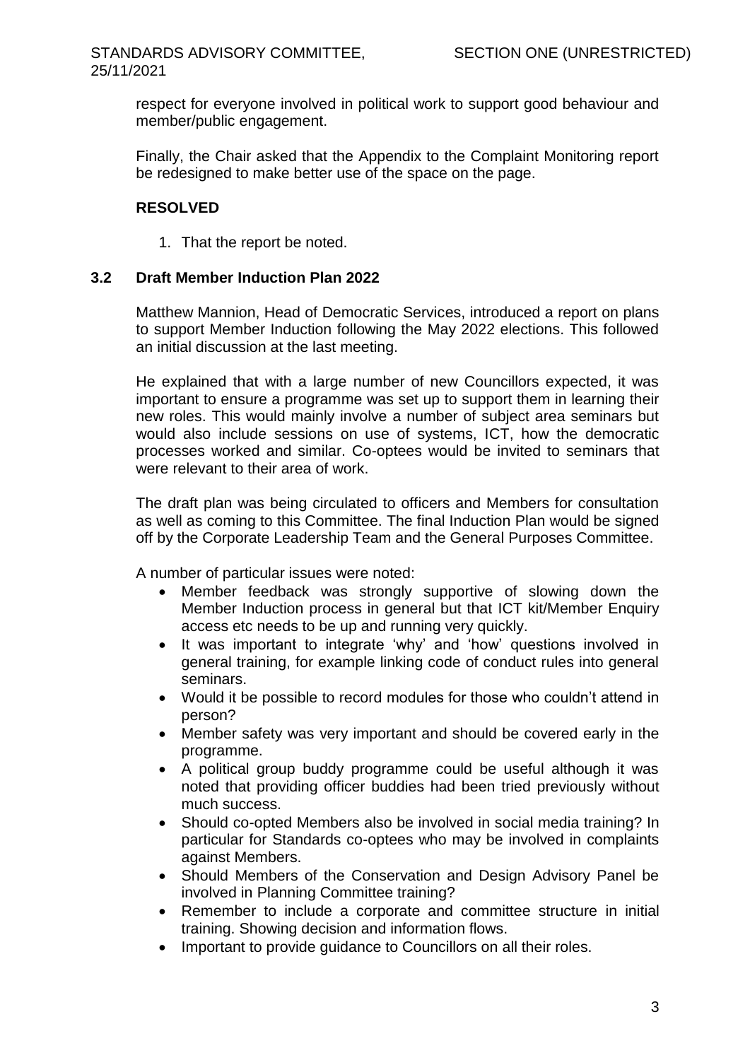respect for everyone involved in political work to support good behaviour and member/public engagement.

Finally, the Chair asked that the Appendix to the Complaint Monitoring report be redesigned to make better use of the space on the page.

**RESOLVED**

1. That the report be noted.

### 3.2 Draft Member Induction Plan 2022

Matthew Mannion, Head of Democratic Services, introduced a report on plans to support Member Induction following the May 2022 elections. This followed an initial discussion at the last meeting.

He explained that with a large number of new Councillors expected, it was important to ensure a programme was set up to support them in learning their new roles. This would mainly involve a number of subject area seminars but would also include sessions on use of systems, ICT, how the democratic processes worked and similar. Co-optees would be invited to seminars that were relevant to their area of work.

The draft plan was being circulated to officers and Members for consultation as well as coming to this Committee. The final Induction Plan would be signed off by the Corporate Leadership Team and the General Purposes Committee.

A number of particular issues were noted:

- Member feedback was strongly supportive of slowing down the Member Induction process in general but that ICT kit/Member Enquiry access etc needs to be up and running very quickly.
- It was important to integrate 'why' and 'how' questions involved in general training, for example linking code of conduct rules into general seminars.
- Would it be possible to record modules for those who couldn't attend in person?
- Member safety was very important and should be covered early in the programme.
- A political group buddy programme could be useful although it was noted that providing officer buddies had been tried previously without much success.
- Should co-opted Members also be involved in social media training? In particular for Standards co-optees who may be involved in complaints against Members.
- Should Members of the Conservation and Design Advisory Panel be involved in Planning Committee training?
- Remember to include a corporate and committee structure in initial training. Showing decision and information flows.
- Important to provide guidance to Councillors on all their roles.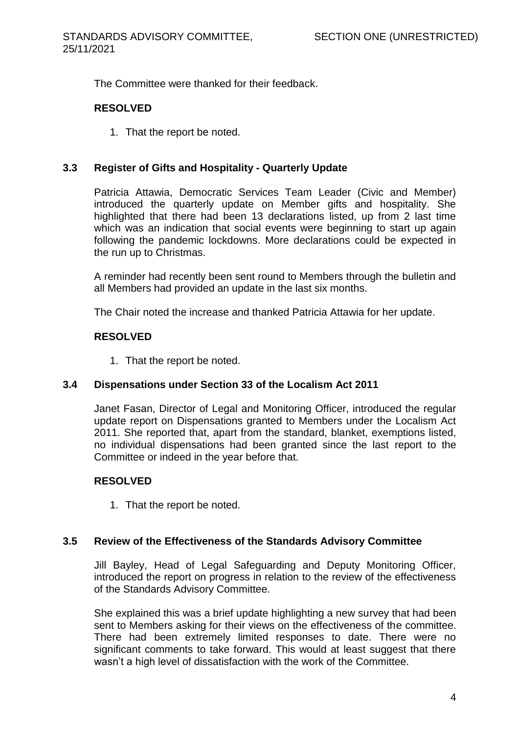The Committee were thanked for their feedback.

**RESOLVED**

1. That the report be noted.

### 3.3 Register of Gifts and Hospitality - Quarterly Update

Patricia Attawia, Democratic Services Team Leader (Civic and Member) introduced the quarterly update on Member gifts and hospitality. She highlighted that there had been 13 declarations listed, up from 2 last time which was an indication that social events were beginning to start up again following the pandemic lockdowns. More declarations could be expected in the run up to Christmas.

A reminder had recently been sent round to Members through the bulletin and all Members had provided an update in the last six months.

The Chair noted the increase and thanked Patricia Attawia for her update.

**RESOLVED**

1. That the report be noted.

### 3.4 Dispensations under Section 33 of the Localism Act 2011

Janet Fasan, Director of Legal and Monitoring Officer, introduced the regular update report on Dispensations granted to Members under the Localism Act 2011. She reported that, apart from the standard, blanket, exemptions listed, no individual dispensations had been granted since the last report to the Committee or indeed in the year before that.

**RESOLVED**

1. That the report be noted.

### 3.5 Review of the Effectiveness of the Standards Advisory Committee

Jill Bayley, Head of Legal Safeguarding and Deputy Monitoring Officer, introduced the report on progress in relation to the review of the effectiveness of the Standards Advisory Committee.

She explained this was a brief update highlighting a new survey that had been sent to Members asking for their views on the effectiveness of the committee. There had been extremely limited responses to date. There were no significant comments to take forward. This would at least suggest that there wasn't a high level of dissatisfaction with the work of the Committee.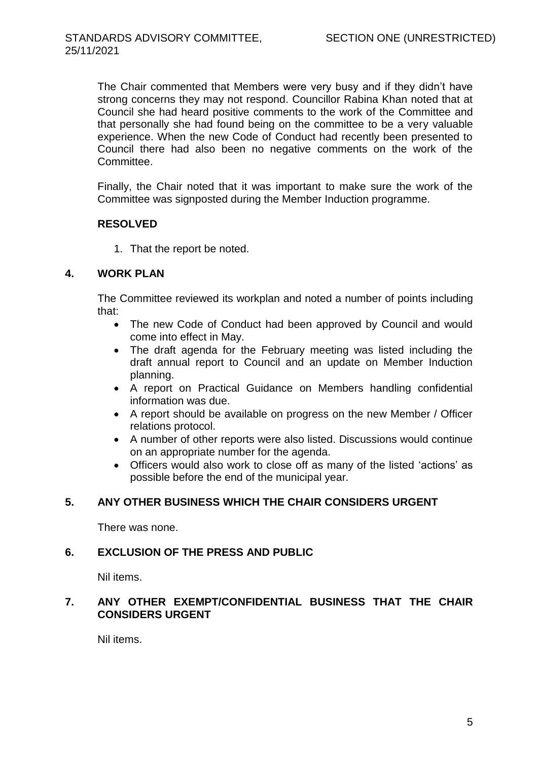The Chair commented that Members were very busy and if they didn't have strong concerns they may not respond. Councillor Rabina Khan noted that at Council she had heard positive comments to the work of the Committee and that personally she had found being on the committee to be a very valuable experience. When the new Code of Conduct had recently been presented to Council there had also been no negative comments on the work of the Committee.

Finally, the Chair noted that it was important to make sure the work of the Committee was signposted during the Member Induction programme.

**RESOLVED**

1. That the report be noted.

## 4. WORK PLAN

The Committee reviewed its workplan and noted a number of points including that:

- The new Code of Conduct had been approved by Council and would come into effect in May.
- The draft agenda for the February meeting was listed including the draft annual report to Council and an update on Member Induction planning.
- A report on Practical Guidance on Members handling confidential information was due.
- A report should be available on progress on the new Member / Officer relations protocol.
- A number of other reports were also listed. Discussions would continue on an appropriate number for the agenda.
- Officers would also work to close off as many of the listed 'actions' as possible before the end of the municipal year.

## 5. ANY OTHER BUSINESS WHICH THE CHAIR CONSIDERS URGENT

There was none.

## 6. EXCLUSION OF THE PRESS AND PUBLIC

Nil items.

## 7. ANY OTHER EXEMPT/CONFIDENTIAL BUSINESS THAT THE CHAIR CONSIDERS URGENT

Nil items.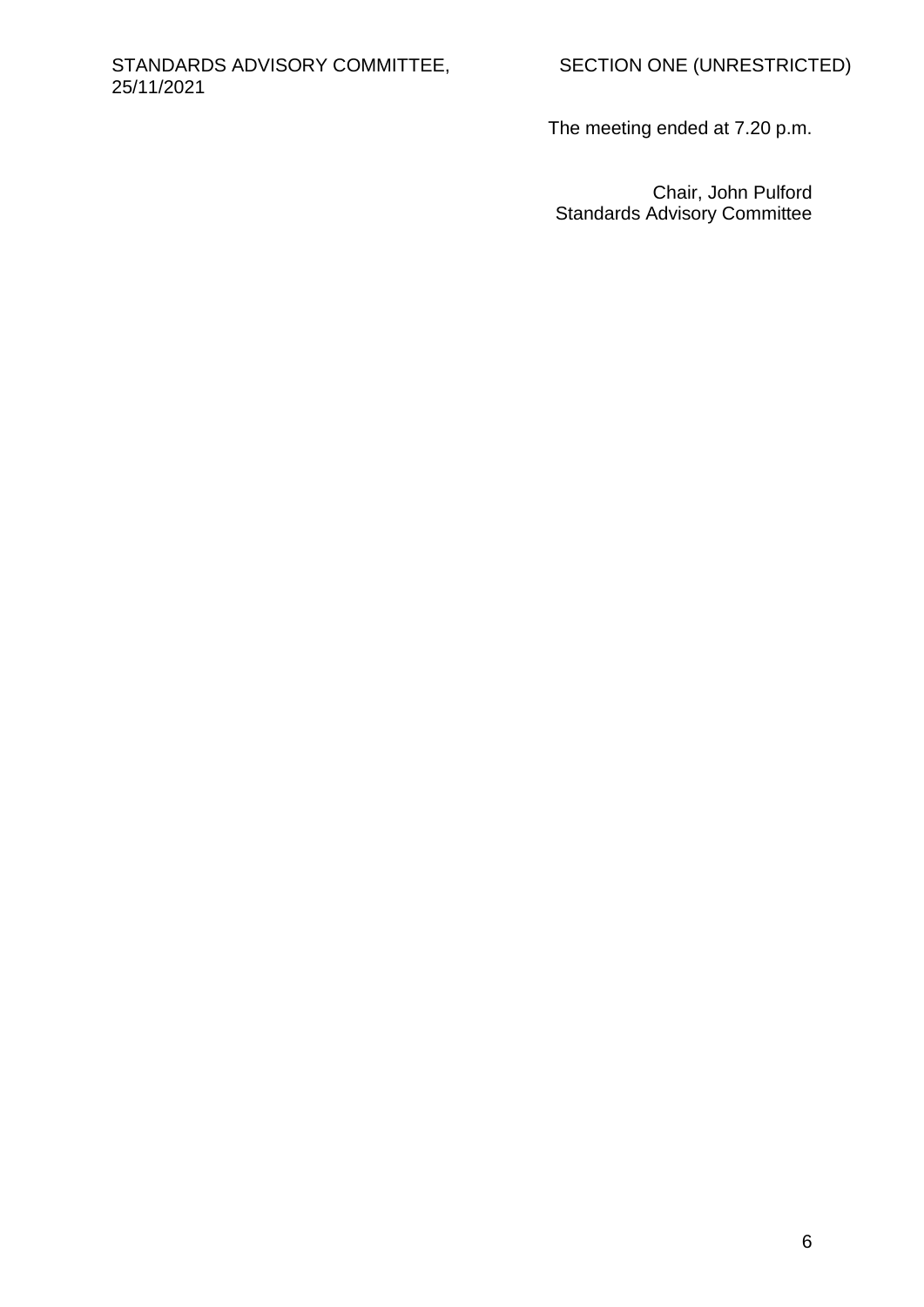The meeting ended at 7.20 p.m.

Chair, John Pulford
Standards Advisory Committee